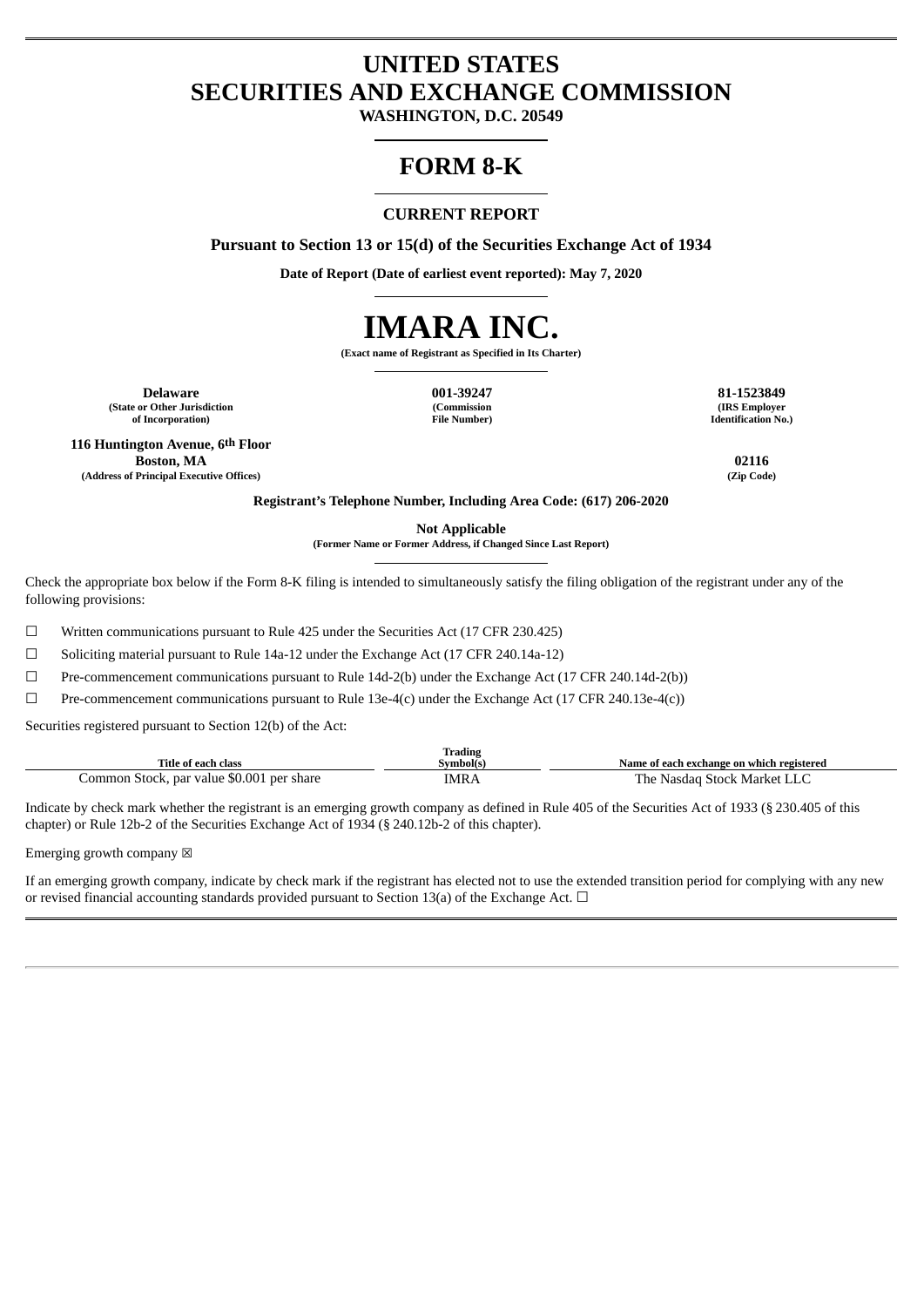# UNITED STATES
# SECURITIES AND EXCHANGE COMMISSION

**WASHINGTON, D.C. 20549**

# FORM 8-K

## CURRENT REPORT

**Pursuant to Section 13 or 15(d) of the Securities Exchange Act of 1934**

**Date of Report (Date of earliest event reported): May 7, 2020**

# IMARA INC.

**(Exact name of Registrant as Specified in Its Charter)**

| | | |
|---|---|---|
| **Delaware** | **001-39247** | **81-1523849** |
| **(State or Other Jurisdiction of Incorporation)** | **(Commission File Number)** | **(IRS Employer Identification No.)** |

| | |
|---|---|
| **116 Huntington Avenue, 6th Floor Boston, MA** | **02116** |
| **(Address of Principal Executive Offices)** | **(Zip Code)** |

**Registrant's Telephone Number, Including Area Code: (617) 206-2020**

**Not Applicable**
**(Former Name or Former Address, if Changed Since Last Report)**

Check the appropriate box below if the Form 8-K filing is intended to simultaneously satisfy the filing obligation of the registrant under any of the following provisions:

☐ Written communications pursuant to Rule 425 under the Securities Act (17 CFR 230.425)

☐ Soliciting material pursuant to Rule 14a-12 under the Exchange Act (17 CFR 240.14a-12)

☐ Pre-commencement communications pursuant to Rule 14d-2(b) under the Exchange Act (17 CFR 240.14d-2(b))

☐ Pre-commencement communications pursuant to Rule 13e-4(c) under the Exchange Act (17 CFR 240.13e-4(c))

Securities registered pursuant to Section 12(b) of the Act:

| Title of each class | Trading Symbol(s) | Name of each exchange on which registered |
|---|---|---|
| Common Stock, par value $0.001 per share | IMRA | The Nasdaq Stock Market LLC |

Indicate by check mark whether the registrant is an emerging growth company as defined in Rule 405 of the Securities Act of 1933 (§ 230.405 of this chapter) or Rule 12b-2 of the Securities Exchange Act of 1934 (§ 240.12b-2 of this chapter).

Emerging growth company ☒

If an emerging growth company, indicate by check mark if the registrant has elected not to use the extended transition period for complying with any new or revised financial accounting standards provided pursuant to Section 13(a) of the Exchange Act. ☐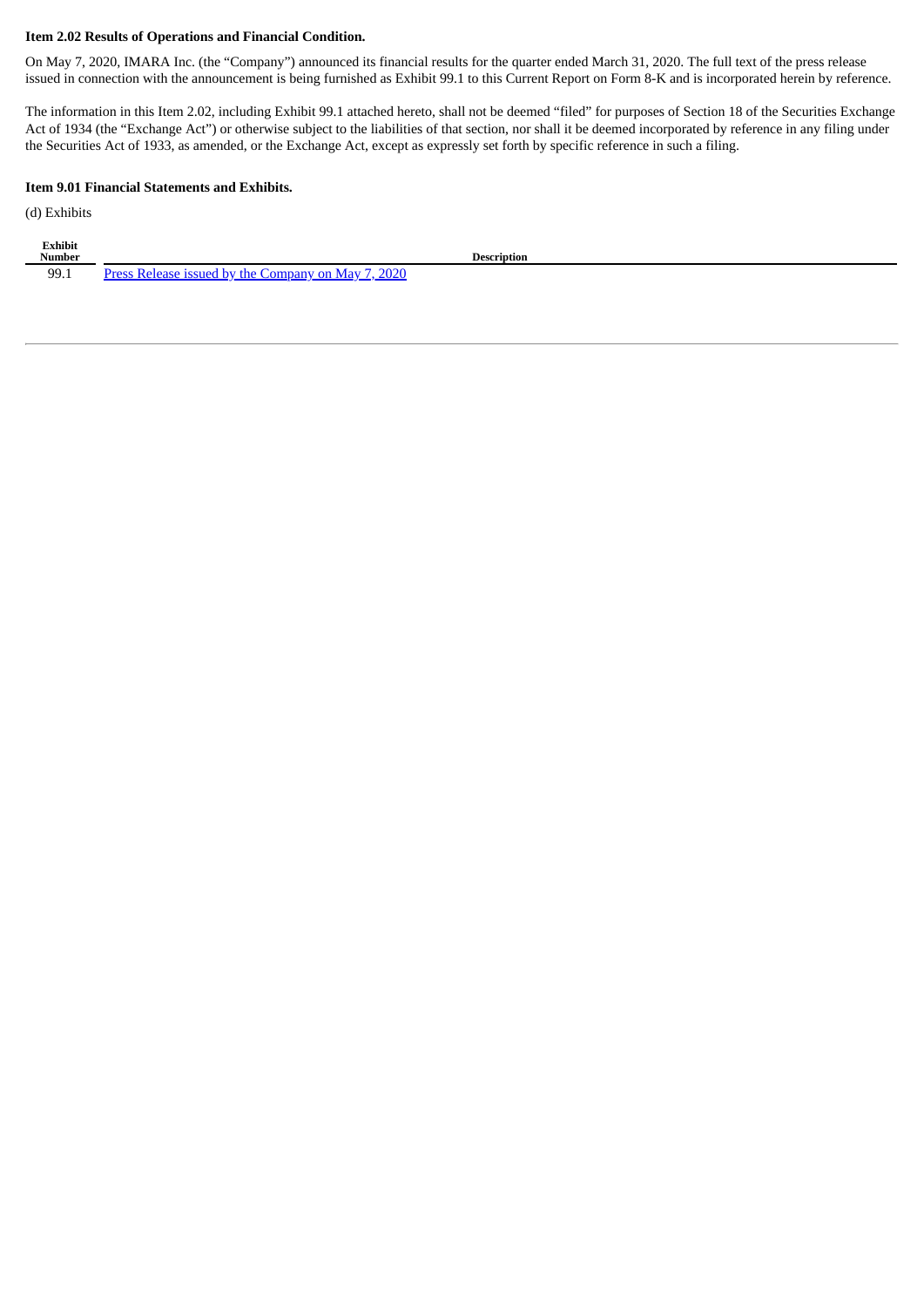**Item 2.02 Results of Operations and Financial Condition.**

On May 7, 2020, IMARA Inc. (the "Company") announced its financial results for the quarter ended March 31, 2020. The full text of the press release issued in connection with the announcement is being furnished as Exhibit 99.1 to this Current Report on Form 8-K and is incorporated herein by reference.

The information in this Item 2.02, including Exhibit 99.1 attached hereto, shall not be deemed "filed" for purposes of Section 18 of the Securities Exchange Act of 1934 (the "Exchange Act") or otherwise subject to the liabilities of that section, nor shall it be deemed incorporated by reference in any filing under the Securities Act of 1933, as amended, or the Exchange Act, except as expressly set forth by specific reference in such a filing.

**Item 9.01 Financial Statements and Exhibits.**

(d) Exhibits

| Exhibit Number | Description |
|---|---|
| 99.1 | Press Release issued by the Company on May 7, 2020 |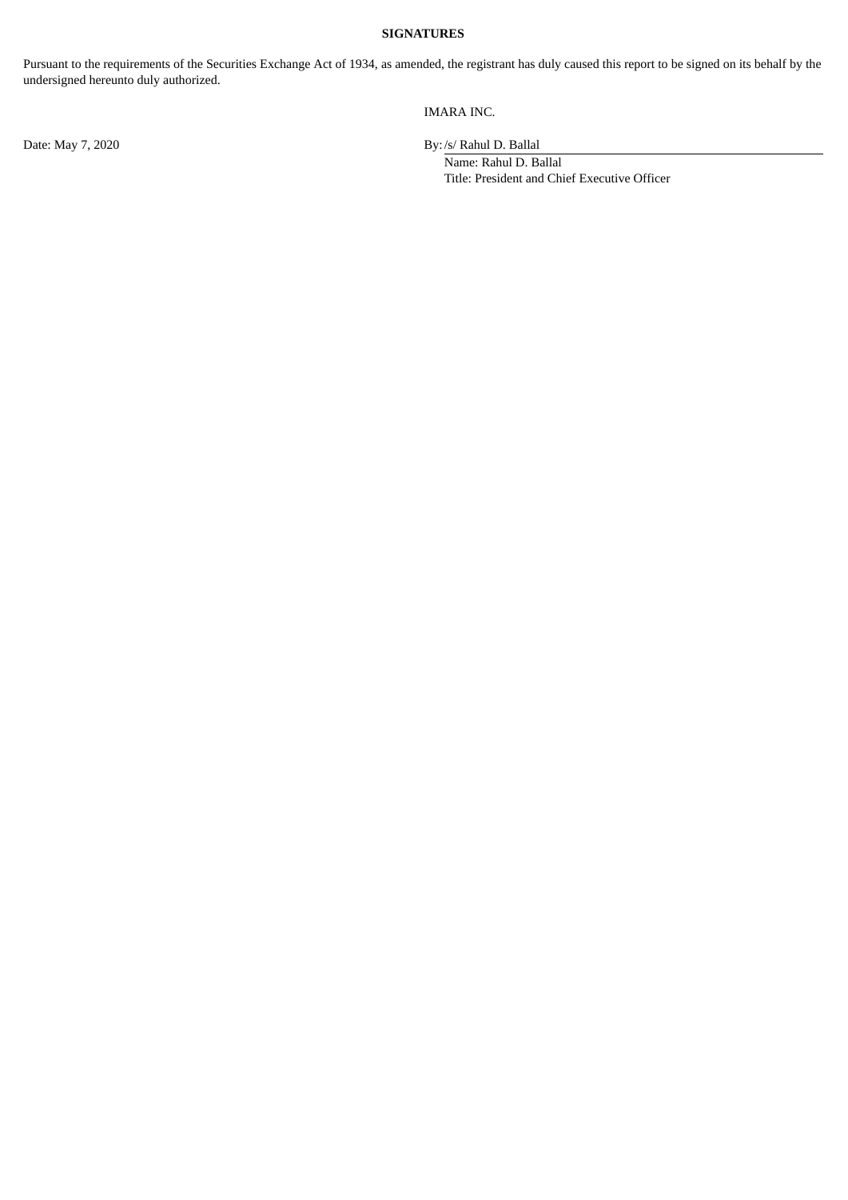**SIGNATURES**

Pursuant to the requirements of the Securities Exchange Act of 1934, as amended, the registrant has duly caused this report to be signed on its behalf by the undersigned hereunto duly authorized.

IMARA INC.

Date: May 7, 2020

By: /s/ Rahul D. Ballal

Name: Rahul D. Ballal

Title: President and Chief Executive Officer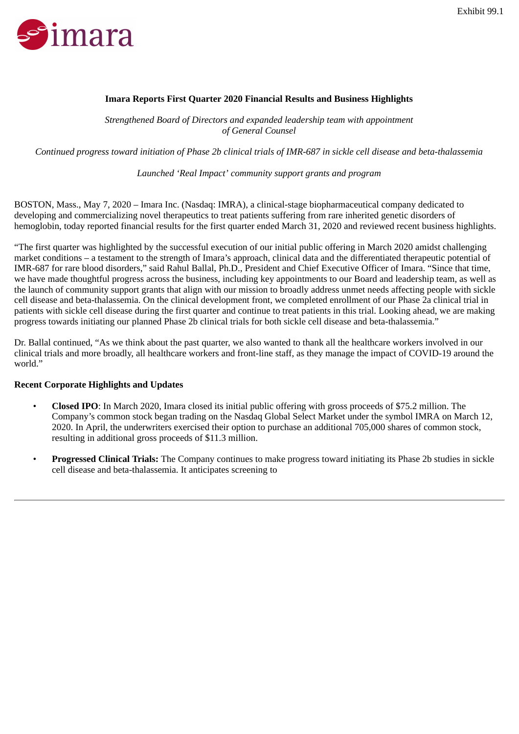Exhibit 99.1

**Imara Reports First Quarter 2020 Financial Results and Business Highlights**

*Strengthened Board of Directors and expanded leadership team with appointment of General Counsel*

*Continued progress toward initiation of Phase 2b clinical trials of IMR-687 in sickle cell disease and beta-thalassemia*

*Launched 'Real Impact' community support grants and program*

BOSTON, Mass., May 7, 2020 – Imara Inc. (Nasdaq: IMRA), a clinical-stage biopharmaceutical company dedicated to developing and commercializing novel therapeutics to treat patients suffering from rare inherited genetic disorders of hemoglobin, today reported financial results for the first quarter ended March 31, 2020 and reviewed recent business highlights.

"The first quarter was highlighted by the successful execution of our initial public offering in March 2020 amidst challenging market conditions – a testament to the strength of Imara's approach, clinical data and the differentiated therapeutic potential of IMR-687 for rare blood disorders," said Rahul Ballal, Ph.D., President and Chief Executive Officer of Imara. "Since that time, we have made thoughtful progress across the business, including key appointments to our Board and leadership team, as well as the launch of community support grants that align with our mission to broadly address unmet needs affecting people with sickle cell disease and beta-thalassemia. On the clinical development front, we completed enrollment of our Phase 2a clinical trial in patients with sickle cell disease during the first quarter and continue to treat patients in this trial. Looking ahead, we are making progress towards initiating our planned Phase 2b clinical trials for both sickle cell disease and beta-thalassemia."

Dr. Ballal continued, "As we think about the past quarter, we also wanted to thank all the healthcare workers involved in our clinical trials and more broadly, all healthcare workers and front-line staff, as they manage the impact of COVID-19 around the world."

**Recent Corporate Highlights and Updates**

- **Closed IPO**: In March 2020, Imara closed its initial public offering with gross proceeds of $75.2 million. The Company's common stock began trading on the Nasdaq Global Select Market under the symbol IMRA on March 12, 2020. In April, the underwriters exercised their option to purchase an additional 705,000 shares of common stock, resulting in additional gross proceeds of $11.3 million.

- **Progressed Clinical Trials:** The Company continues to make progress toward initiating its Phase 2b studies in sickle cell disease and beta-thalassemia. It anticipates screening to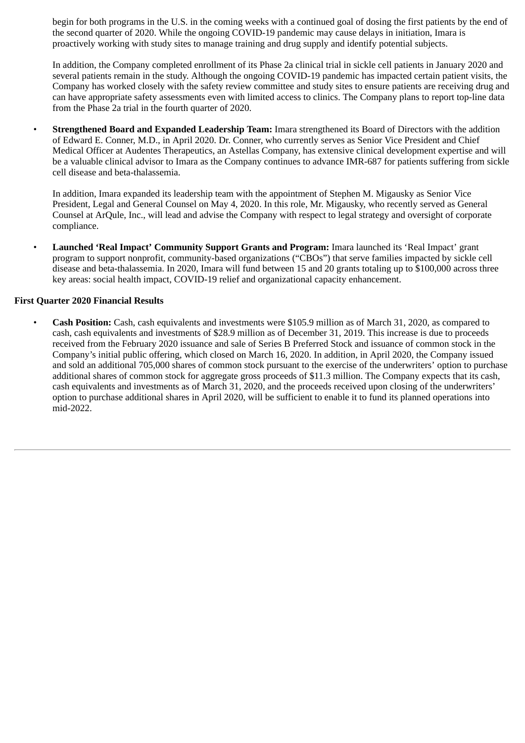begin for both programs in the U.S. in the coming weeks with a continued goal of dosing the first patients by the end of the second quarter of 2020. While the ongoing COVID-19 pandemic may cause delays in initiation, Imara is proactively working with study sites to manage training and drug supply and identify potential subjects.

In addition, the Company completed enrollment of its Phase 2a clinical trial in sickle cell patients in January 2020 and several patients remain in the study. Although the ongoing COVID-19 pandemic has impacted certain patient visits, the Company has worked closely with the safety review committee and study sites to ensure patients are receiving drug and can have appropriate safety assessments even with limited access to clinics. The Company plans to report top-line data from the Phase 2a trial in the fourth quarter of 2020.

- **Strengthened Board and Expanded Leadership Team:** Imara strengthened its Board of Directors with the addition of Edward E. Conner, M.D., in April 2020. Dr. Conner, who currently serves as Senior Vice President and Chief Medical Officer at Audentes Therapeutics, an Astellas Company, has extensive clinical development expertise and will be a valuable clinical advisor to Imara as the Company continues to advance IMR-687 for patients suffering from sickle cell disease and beta-thalassemia.

  In addition, Imara expanded its leadership team with the appointment of Stephen M. Migausky as Senior Vice President, Legal and General Counsel on May 4, 2020. In this role, Mr. Migausky, who recently served as General Counsel at ArQule, Inc., will lead and advise the Company with respect to legal strategy and oversight of corporate compliance.

- **Launched 'Real Impact' Community Support Grants and Program:** Imara launched its 'Real Impact' grant program to support nonprofit, community-based organizations ("CBOs") that serve families impacted by sickle cell disease and beta-thalassemia. In 2020, Imara will fund between 15 and 20 grants totaling up to $100,000 across three key areas: social health impact, COVID-19 relief and organizational capacity enhancement.

**First Quarter 2020 Financial Results**

- **Cash Position:** Cash, cash equivalents and investments were $105.9 million as of March 31, 2020, as compared to cash, cash equivalents and investments of $28.9 million as of December 31, 2019. This increase is due to proceeds received from the February 2020 issuance and sale of Series B Preferred Stock and issuance of common stock in the Company's initial public offering, which closed on March 16, 2020. In addition, in April 2020, the Company issued and sold an additional 705,000 shares of common stock pursuant to the exercise of the underwriters' option to purchase additional shares of common stock for aggregate gross proceeds of $11.3 million. The Company expects that its cash, cash equivalents and investments as of March 31, 2020, and the proceeds received upon closing of the underwriters' option to purchase additional shares in April 2020, will be sufficient to enable it to fund its planned operations into mid-2022.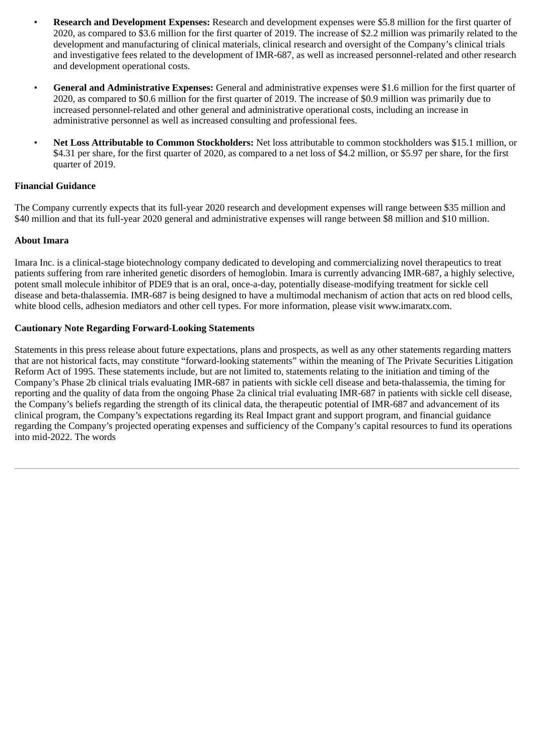- **Research and Development Expenses:** Research and development expenses were $5.8 million for the first quarter of 2020, as compared to $3.6 million for the first quarter of 2019. The increase of $2.2 million was primarily related to the development and manufacturing of clinical materials, clinical research and oversight of the Company's clinical trials and investigative fees related to the development of IMR-687, as well as increased personnel-related and other research and development operational costs.

- **General and Administrative Expenses:** General and administrative expenses were $1.6 million for the first quarter of 2020, as compared to $0.6 million for the first quarter of 2019. The increase of $0.9 million was primarily due to increased personnel-related and other general and administrative operational costs, including an increase in administrative personnel as well as increased consulting and professional fees.

- **Net Loss Attributable to Common Stockholders:** Net loss attributable to common stockholders was $15.1 million, or $4.31 per share, for the first quarter of 2020, as compared to a net loss of $4.2 million, or $5.97 per share, for the first quarter of 2019.

**Financial Guidance**

The Company currently expects that its full-year 2020 research and development expenses will range between $35 million and $40 million and that its full-year 2020 general and administrative expenses will range between $8 million and $10 million.

**About Imara**

Imara Inc. is a clinical-stage biotechnology company dedicated to developing and commercializing novel therapeutics to treat patients suffering from rare inherited genetic disorders of hemoglobin. Imara is currently advancing IMR-687, a highly selective, potent small molecule inhibitor of PDE9 that is an oral, once-a-day, potentially disease-modifying treatment for sickle cell disease and beta-thalassemia. IMR-687 is being designed to have a multimodal mechanism of action that acts on red blood cells, white blood cells, adhesion mediators and other cell types. For more information, please visit www.imaratx.com.

**Cautionary Note Regarding Forward-Looking Statements**

Statements in this press release about future expectations, plans and prospects, as well as any other statements regarding matters that are not historical facts, may constitute "forward-looking statements" within the meaning of The Private Securities Litigation Reform Act of 1995. These statements include, but are not limited to, statements relating to the initiation and timing of the Company's Phase 2b clinical trials evaluating IMR-687 in patients with sickle cell disease and beta-thalassemia, the timing for reporting and the quality of data from the ongoing Phase 2a clinical trial evaluating IMR-687 in patients with sickle cell disease, the Company's beliefs regarding the strength of its clinical data, the therapeutic potential of IMR-687 and advancement of its clinical program, the Company's expectations regarding its Real Impact grant and support program, and financial guidance regarding the Company's projected operating expenses and sufficiency of the Company's capital resources to fund its operations into mid-2022. The words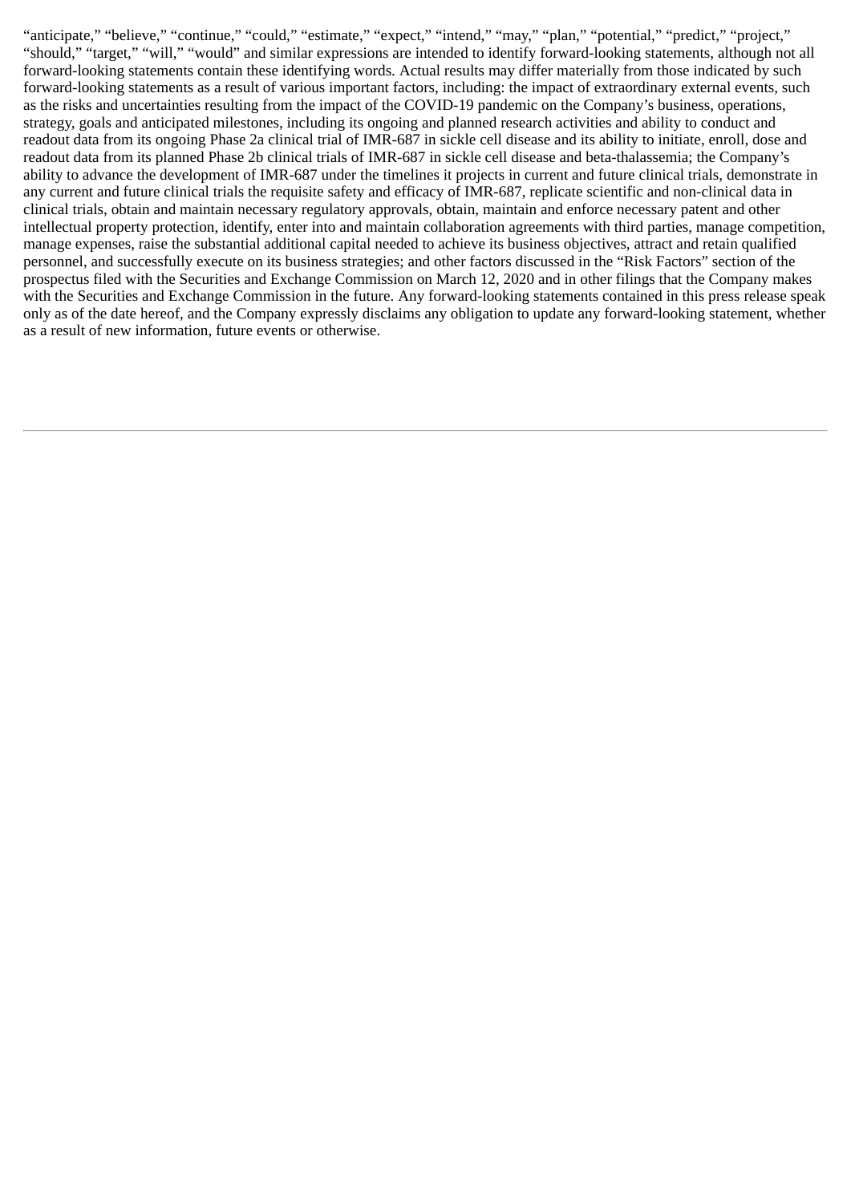“anticipate,” “believe,” “continue,” “could,” “estimate,” “expect,” “intend,” “may,” “plan,” “potential,” “predict,” “project,” “should,” “target,” “will,” “would” and similar expressions are intended to identify forward-looking statements, although not all forward-looking statements contain these identifying words. Actual results may differ materially from those indicated by such forward-looking statements as a result of various important factors, including: the impact of extraordinary external events, such as the risks and uncertainties resulting from the impact of the COVID-19 pandemic on the Company’s business, operations, strategy, goals and anticipated milestones, including its ongoing and planned research activities and ability to conduct and readout data from its ongoing Phase 2a clinical trial of IMR-687 in sickle cell disease and its ability to initiate, enroll, dose and readout data from its planned Phase 2b clinical trials of IMR-687 in sickle cell disease and beta-thalassemia; the Company’s ability to advance the development of IMR-687 under the timelines it projects in current and future clinical trials, demonstrate in any current and future clinical trials the requisite safety and efficacy of IMR-687, replicate scientific and non-clinical data in clinical trials, obtain and maintain necessary regulatory approvals, obtain, maintain and enforce necessary patent and other intellectual property protection, identify, enter into and maintain collaboration agreements with third parties, manage competition, manage expenses, raise the substantial additional capital needed to achieve its business objectives, attract and retain qualified personnel, and successfully execute on its business strategies; and other factors discussed in the “Risk Factors” section of the prospectus filed with the Securities and Exchange Commission on March 12, 2020 and in other filings that the Company makes with the Securities and Exchange Commission in the future. Any forward-looking statements contained in this press release speak only as of the date hereof, and the Company expressly disclaims any obligation to update any forward-looking statement, whether as a result of new information, future events or otherwise.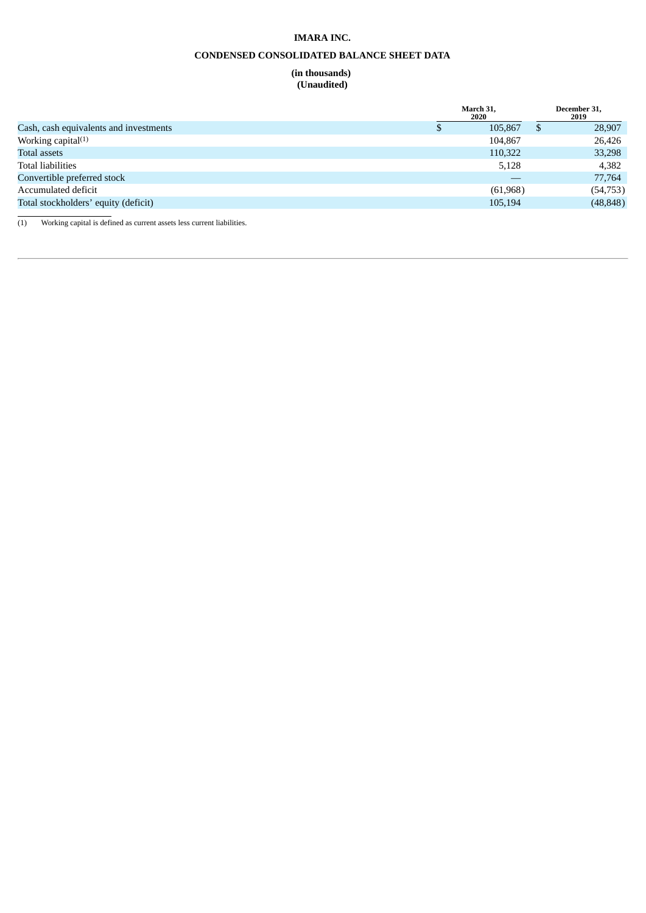**IMARA INC.**

**CONDENSED CONSOLIDATED BALANCE SHEET DATA**

**(in thousands)**
**(Unaudited)**

| | March 31, 2020 | December 31, 2019 |
|---|---|---|
| Cash, cash equivalents and investments | $ 105,867 | $ 28,907 |
| Working capital[(1)] | 104,867 | 26,426 |
| Total assets | 110,322 | 33,298 |
| Total liabilities | 5,128 | 4,382 |
| Convertible preferred stock | — | 77,764 |
| Accumulated deficit | (61,968) | (54,753) |
| Total stockholders' equity (deficit) | 105,194 | (48,848) |

(1) Working capital is defined as current assets less current liabilities.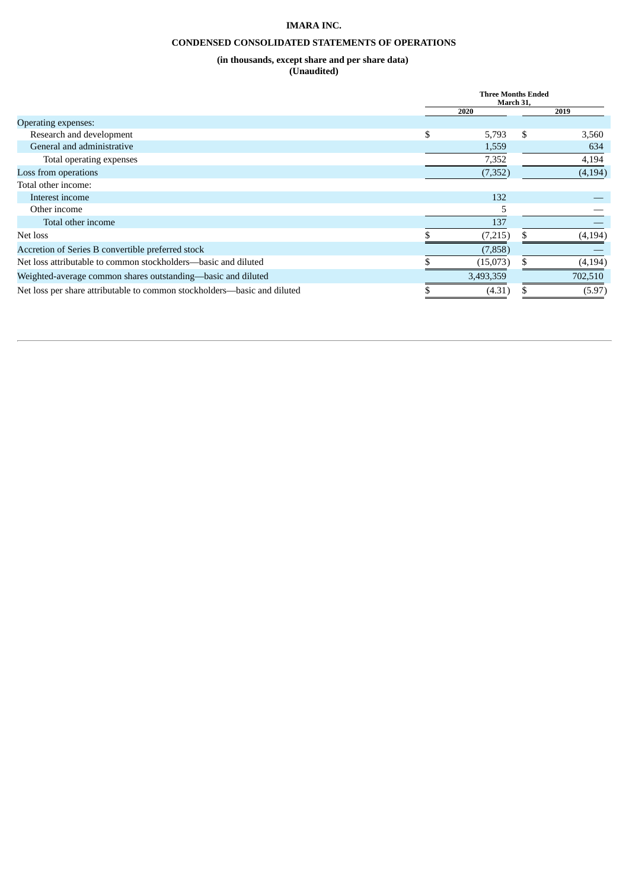**IMARA INC.**

**CONDENSED CONSOLIDATED STATEMENTS OF OPERATIONS**

**(in thousands, except share and per share data)**
**(Unaudited)**

| | Three Months Ended March 31, | |
|---|---|---|
| | 2020 | 2019 |
| Operating expenses: | | |
| Research and development | $ 5,793 | $ 3,560 |
| General and administrative | 1,559 | 634 |
| Total operating expenses | 7,352 | 4,194 |
| Loss from operations | (7,352) | (4,194) |
| Total other income: | | |
| Interest income | 132 | — |
| Other income | 5 | — |
| Total other income | 137 | — |
| Net loss | $ (7,215) | $ (4,194) |
| Accretion of Series B convertible preferred stock | (7,858) | — |
| Net loss attributable to common stockholders—basic and diluted | $ (15,073) | $ (4,194) |
| Weighted-average common shares outstanding—basic and diluted | 3,493,359 | 702,510 |
| Net loss per share attributable to common stockholders—basic and diluted | $ (4.31) | $ (5.97) |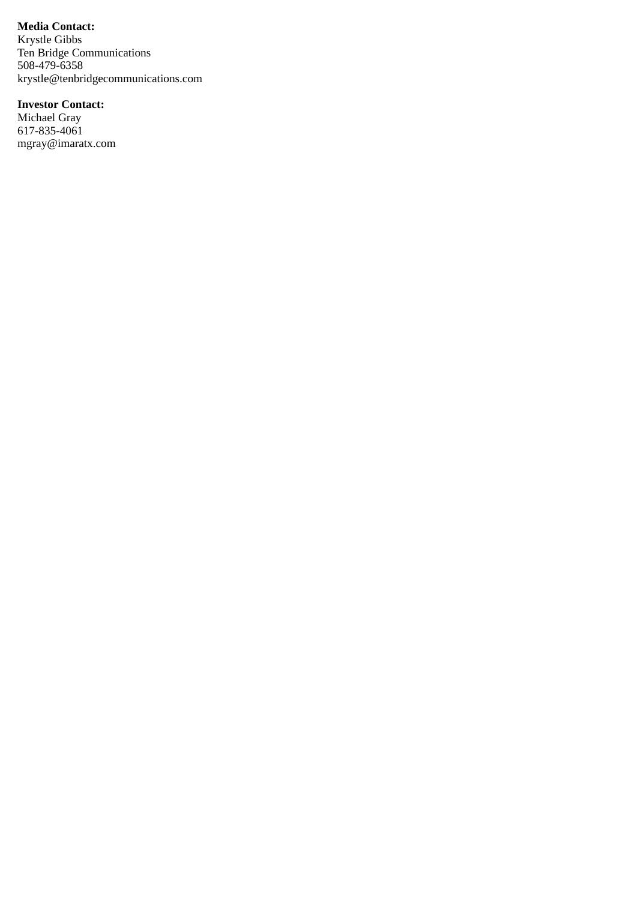**Media Contact:**
Krystle Gibbs
Ten Bridge Communications
508-479-6358
krystle@tenbridgecommunications.com

**Investor Contact:**
Michael Gray
617-835-4061
mgray@imaratx.com